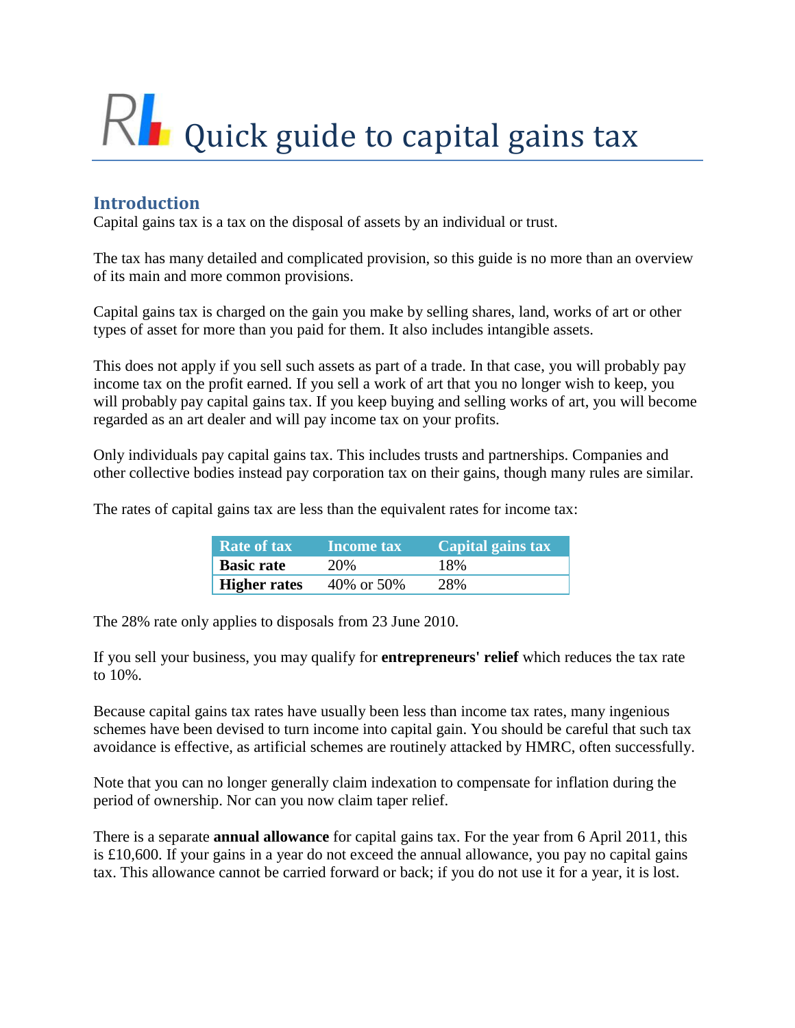# Quick guide to capital gains tax

## Introduction

Capital gains tax is a tax on the disposal of assets by an individual or trust.

The tax has many detailed and complicated provision, so this guide is no more than an overview of its main and more common provisions.

Capital gains tax is charged on the gain you make by selling shares, land, works of art or other types of asset for more than you paid for them. It also includes intangible assets.

This does not apply if you sell such assets as part of a trade. In that case, you will probably pay income tax on the profit earned. If you sell a work of art that you no longer wish to keep, you will probably pay capital gains tax. If you keep buying and selling works of art, you will become regarded as an art dealer and will pay income tax on your profits.

Only individuals pay capital gains tax. This includes trusts and partnerships. Companies and other collective bodies instead pay corporation tax on their gains, though many rules are similar.

The rates of capital gains tax are less than the equivalent rates for income tax:

| Rate of tax | Income tax | Capital gains tax |
| --- | --- | --- |
| **Basic rate** | 20% | 18% |
| **Higher rates** | 40% or 50% | 28% |

The 28% rate only applies to disposals from 23 June 2010.

If you sell your business, you may qualify for **entrepreneurs' relief** which reduces the tax rate to 10%.

Because capital gains tax rates have usually been less than income tax rates, many ingenious schemes have been devised to turn income into capital gain. You should be careful that such tax avoidance is effective, as artificial schemes are routinely attacked by HMRC, often successfully.

Note that you can no longer generally claim indexation to compensate for inflation during the period of ownership. Nor can you now claim taper relief.

There is a separate **annual allowance** for capital gains tax. For the year from 6 April 2011, this is £10,600. If your gains in a year do not exceed the annual allowance, you pay no capital gains tax. This allowance cannot be carried forward or back; if you do not use it for a year, it is lost.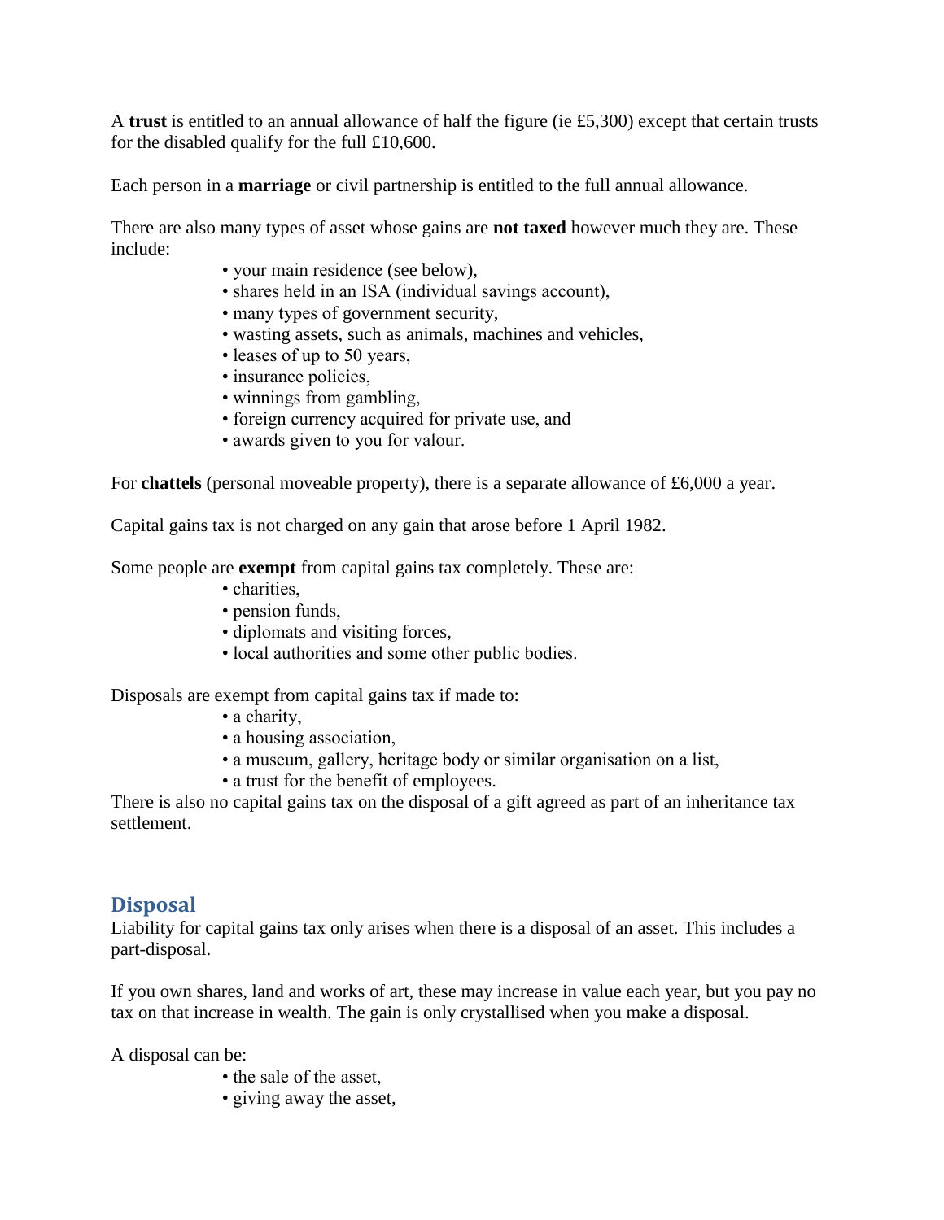A **trust** is entitled to an annual allowance of half the figure (ie £5,300) except that certain trusts for the disabled qualify for the full £10,600.

Each person in a **marriage** or civil partnership is entitled to the full annual allowance.

There are also many types of asset whose gains are **not taxed** however much they are. These include:

- your main residence (see below),
- shares held in an ISA (individual savings account),
- many types of government security,
- wasting assets, such as animals, machines and vehicles,
- leases of up to 50 years,
- insurance policies,
- winnings from gambling,
- foreign currency acquired for private use, and
- awards given to you for valour.

For **chattels** (personal moveable property), there is a separate allowance of £6,000 a year.

Capital gains tax is not charged on any gain that arose before 1 April 1982.

Some people are **exempt** from capital gains tax completely. These are:

- charities,
- pension funds,
- diplomats and visiting forces,
- local authorities and some other public bodies.

Disposals are exempt from capital gains tax if made to:

- a charity,
- a housing association,
- a museum, gallery, heritage body or similar organisation on a list,
- a trust for the benefit of employees.

There is also no capital gains tax on the disposal of a gift agreed as part of an inheritance tax settlement.

## Disposal

Liability for capital gains tax only arises when there is a disposal of an asset. This includes a part-disposal.

If you own shares, land and works of art, these may increase in value each year, but you pay no tax on that increase in wealth. The gain is only crystallised when you make a disposal.

A disposal can be:

- the sale of the asset,
- giving away the asset,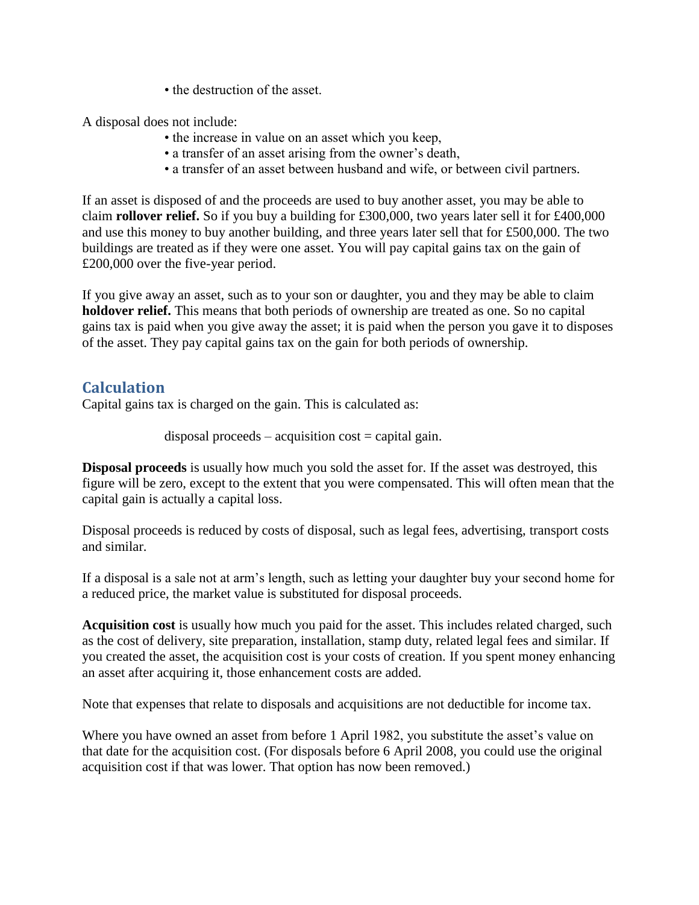- the destruction of the asset.

A disposal does not include:

- the increase in value on an asset which you keep,
- a transfer of an asset arising from the owner's death,
- a transfer of an asset between husband and wife, or between civil partners.

If an asset is disposed of and the proceeds are used to buy another asset, you may be able to claim **rollover relief.** So if you buy a building for £300,000, two years later sell it for £400,000 and use this money to buy another building, and three years later sell that for £500,000. The two buildings are treated as if they were one asset. You will pay capital gains tax on the gain of £200,000 over the five-year period.

If you give away an asset, such as to your son or daughter, you and they may be able to claim **holdover relief.** This means that both periods of ownership are treated as one. So no capital gains tax is paid when you give away the asset; it is paid when the person you gave it to disposes of the asset. They pay capital gains tax on the gain for both periods of ownership.

## Calculation

Capital gains tax is charged on the gain. This is calculated as:

disposal proceeds – acquisition cost = capital gain.

**Disposal proceeds** is usually how much you sold the asset for. If the asset was destroyed, this figure will be zero, except to the extent that you were compensated. This will often mean that the capital gain is actually a capital loss.

Disposal proceeds is reduced by costs of disposal, such as legal fees, advertising, transport costs and similar.

If a disposal is a sale not at arm's length, such as letting your daughter buy your second home for a reduced price, the market value is substituted for disposal proceeds.

**Acquisition cost** is usually how much you paid for the asset. This includes related charged, such as the cost of delivery, site preparation, installation, stamp duty, related legal fees and similar. If you created the asset, the acquisition cost is your costs of creation. If you spent money enhancing an asset after acquiring it, those enhancement costs are added.

Note that expenses that relate to disposals and acquisitions are not deductible for income tax.

Where you have owned an asset from before 1 April 1982, you substitute the asset's value on that date for the acquisition cost. (For disposals before 6 April 2008, you could use the original acquisition cost if that was lower. That option has now been removed.)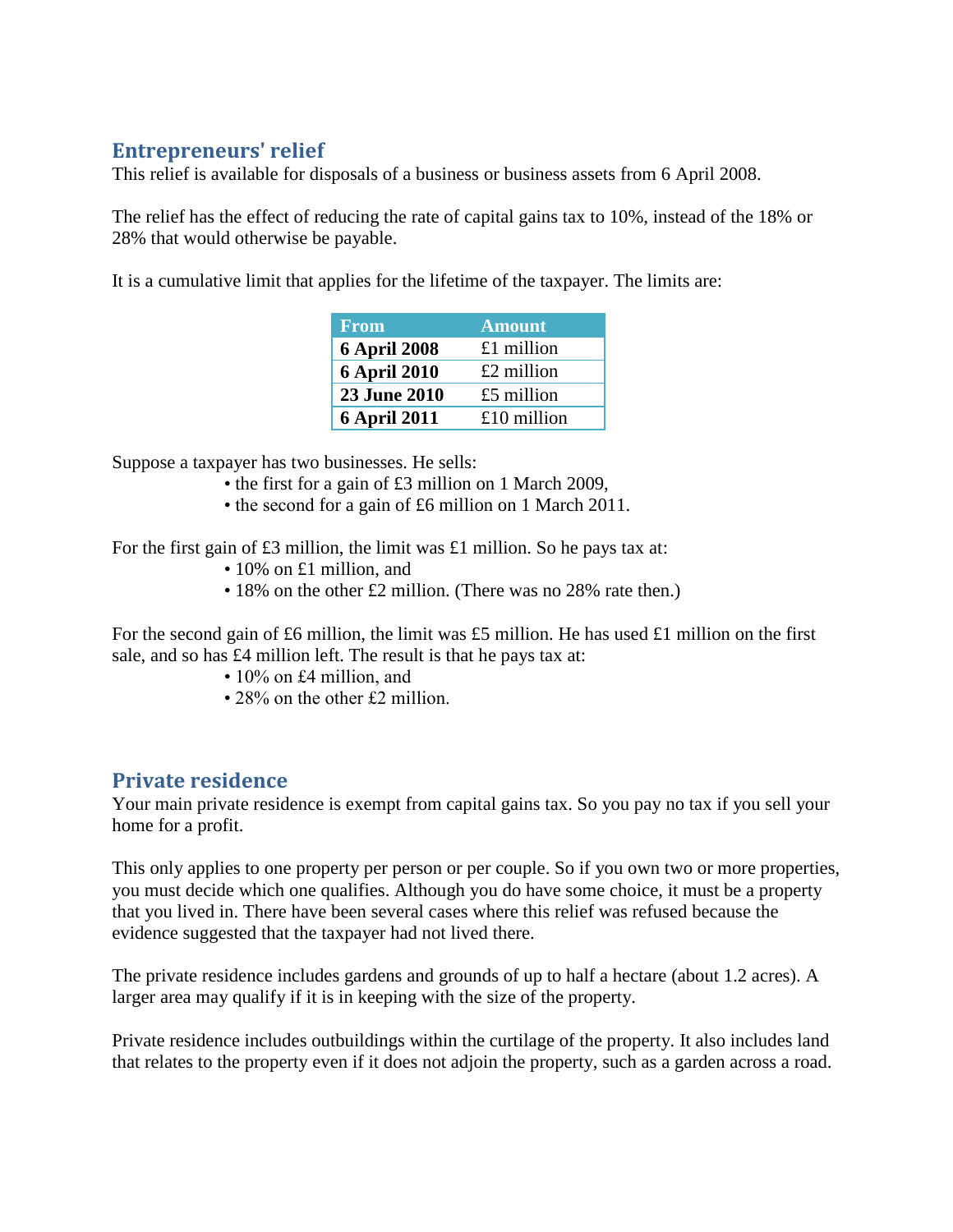## Entrepreneurs' relief

This relief is available for disposals of a business or business assets from 6 April 2008.

The relief has the effect of reducing the rate of capital gains tax to 10%, instead of the 18% or 28% that would otherwise be payable.

It is a cumulative limit that applies for the lifetime of the taxpayer. The limits are:

| From | Amount |
|---|---|
| **6 April 2008** | £1 million |
| **6 April 2010** | £2 million |
| **23 June 2010** | £5 million |
| **6 April 2011** | £10 million |

Suppose a taxpayer has two businesses. He sells:

- the first for a gain of £3 million on 1 March 2009,
- the second for a gain of £6 million on 1 March 2011.

For the first gain of £3 million, the limit was £1 million. So he pays tax at:

- 10% on £1 million, and
- 18% on the other £2 million. (There was no 28% rate then.)

For the second gain of £6 million, the limit was £5 million. He has used £1 million on the first sale, and so has £4 million left. The result is that he pays tax at:

- 10% on £4 million, and
- 28% on the other £2 million.

## Private residence

Your main private residence is exempt from capital gains tax. So you pay no tax if you sell your home for a profit.

This only applies to one property per person or per couple. So if you own two or more properties, you must decide which one qualifies. Although you do have some choice, it must be a property that you lived in. There have been several cases where this relief was refused because the evidence suggested that the taxpayer had not lived there.

The private residence includes gardens and grounds of up to half a hectare (about 1.2 acres). A larger area may qualify if it is in keeping with the size of the property.

Private residence includes outbuildings within the curtilage of the property. It also includes land that relates to the property even if it does not adjoin the property, such as a garden across a road.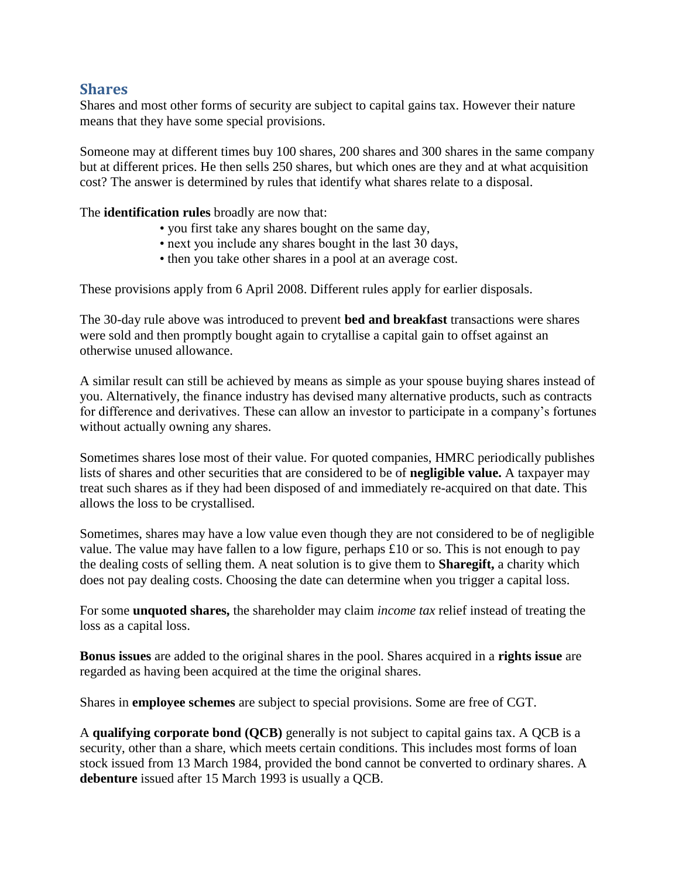## Shares

Shares and most other forms of security are subject to capital gains tax. However their nature means that they have some special provisions.

Someone may at different times buy 100 shares, 200 shares and 300 shares in the same company but at different prices. He then sells 250 shares, but which ones are they and at what acquisition cost? The answer is determined by rules that identify what shares relate to a disposal.

The **identification rules** broadly are now that:

- you first take any shares bought on the same day,
- next you include any shares bought in the last 30 days,
- then you take other shares in a pool at an average cost.

These provisions apply from 6 April 2008. Different rules apply for earlier disposals.

The 30-day rule above was introduced to prevent **bed and breakfast** transactions were shares were sold and then promptly bought again to crytallise a capital gain to offset against an otherwise unused allowance.

A similar result can still be achieved by means as simple as your spouse buying shares instead of you. Alternatively, the finance industry has devised many alternative products, such as contracts for difference and derivatives. These can allow an investor to participate in a company's fortunes without actually owning any shares.

Sometimes shares lose most of their value. For quoted companies, HMRC periodically publishes lists of shares and other securities that are considered to be of **negligible value.** A taxpayer may treat such shares as if they had been disposed of and immediately re-acquired on that date. This allows the loss to be crystallised.

Sometimes, shares may have a low value even though they are not considered to be of negligible value. The value may have fallen to a low figure, perhaps £10 or so. This is not enough to pay the dealing costs of selling them. A neat solution is to give them to **Sharegift,** a charity which does not pay dealing costs. Choosing the date can determine when you trigger a capital loss.

For some **unquoted shares,** the shareholder may claim *income tax* relief instead of treating the loss as a capital loss.

**Bonus issues** are added to the original shares in the pool. Shares acquired in a **rights issue** are regarded as having been acquired at the time the original shares.

Shares in **employee schemes** are subject to special provisions. Some are free of CGT.

A **qualifying corporate bond (QCB)** generally is not subject to capital gains tax. A QCB is a security, other than a share, which meets certain conditions. This includes most forms of loan stock issued from 13 March 1984, provided the bond cannot be converted to ordinary shares. A **debenture** issued after 15 March 1993 is usually a QCB.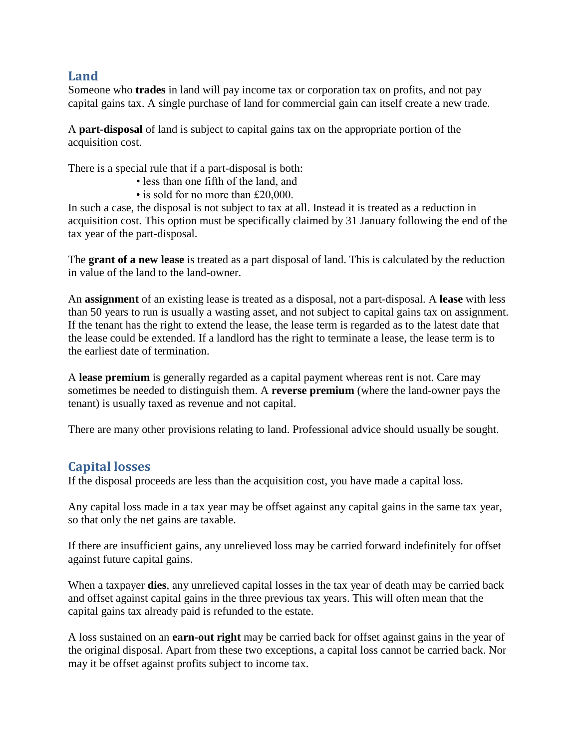## Land

Someone who **trades** in land will pay income tax or corporation tax on profits, and not pay capital gains tax. A single purchase of land for commercial gain can itself create a new trade.

A **part-disposal** of land is subject to capital gains tax on the appropriate portion of the acquisition cost.

There is a special rule that if a part-disposal is both:

- less than one fifth of the land, and
- is sold for no more than £20,000.

In such a case, the disposal is not subject to tax at all. Instead it is treated as a reduction in acquisition cost. This option must be specifically claimed by 31 January following the end of the tax year of the part-disposal.

The **grant of a new lease** is treated as a part disposal of land. This is calculated by the reduction in value of the land to the land-owner.

An **assignment** of an existing lease is treated as a disposal, not a part-disposal. A **lease** with less than 50 years to run is usually a wasting asset, and not subject to capital gains tax on assignment. If the tenant has the right to extend the lease, the lease term is regarded as to the latest date that the lease could be extended. If a landlord has the right to terminate a lease, the lease term is to the earliest date of termination.

A **lease premium** is generally regarded as a capital payment whereas rent is not. Care may sometimes be needed to distinguish them. A **reverse premium** (where the land-owner pays the tenant) is usually taxed as revenue and not capital.

There are many other provisions relating to land. Professional advice should usually be sought.

## Capital losses

If the disposal proceeds are less than the acquisition cost, you have made a capital loss.

Any capital loss made in a tax year may be offset against any capital gains in the same tax year, so that only the net gains are taxable.

If there are insufficient gains, any unrelieved loss may be carried forward indefinitely for offset against future capital gains.

When a taxpayer **dies**, any unrelieved capital losses in the tax year of death may be carried back and offset against capital gains in the three previous tax years. This will often mean that the capital gains tax already paid is refunded to the estate.

A loss sustained on an **earn-out right** may be carried back for offset against gains in the year of the original disposal. Apart from these two exceptions, a capital loss cannot be carried back. Nor may it be offset against profits subject to income tax.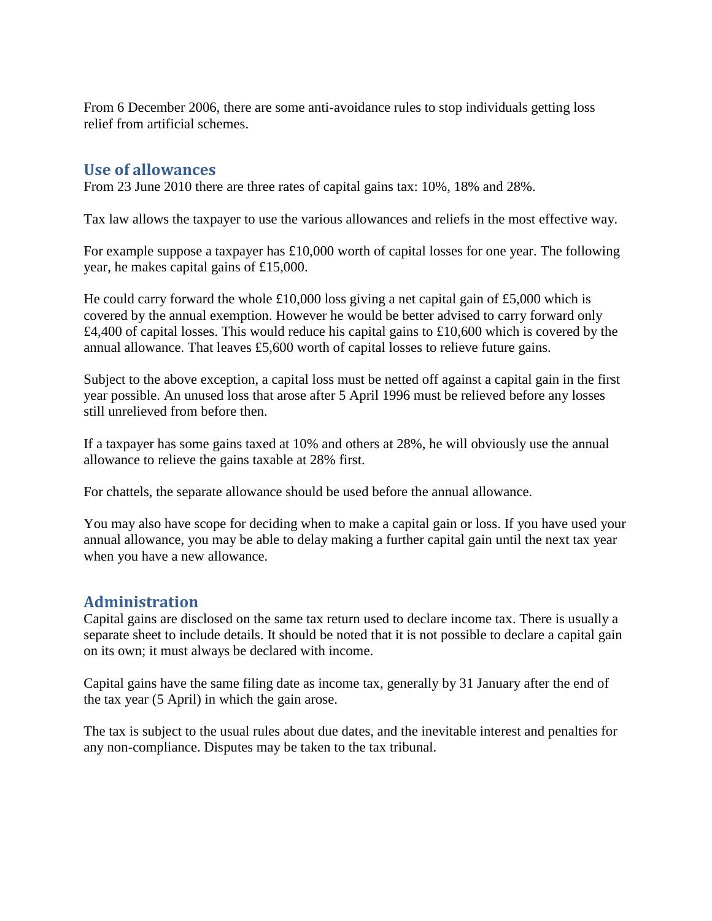From 6 December 2006, there are some anti-avoidance rules to stop individuals getting loss relief from artificial schemes.

## Use of allowances

From 23 June 2010 there are three rates of capital gains tax: 10%, 18% and 28%.

Tax law allows the taxpayer to use the various allowances and reliefs in the most effective way.

For example suppose a taxpayer has £10,000 worth of capital losses for one year. The following year, he makes capital gains of £15,000.

He could carry forward the whole £10,000 loss giving a net capital gain of £5,000 which is covered by the annual exemption. However he would be better advised to carry forward only £4,400 of capital losses. This would reduce his capital gains to £10,600 which is covered by the annual allowance. That leaves £5,600 worth of capital losses to relieve future gains.

Subject to the above exception, a capital loss must be netted off against a capital gain in the first year possible. An unused loss that arose after 5 April 1996 must be relieved before any losses still unrelieved from before then.

If a taxpayer has some gains taxed at 10% and others at 28%, he will obviously use the annual allowance to relieve the gains taxable at 28% first.

For chattels, the separate allowance should be used before the annual allowance.

You may also have scope for deciding when to make a capital gain or loss. If you have used your annual allowance, you may be able to delay making a further capital gain until the next tax year when you have a new allowance.

## Administration

Capital gains are disclosed on the same tax return used to declare income tax. There is usually a separate sheet to include details. It should be noted that it is not possible to declare a capital gain on its own; it must always be declared with income.

Capital gains have the same filing date as income tax, generally by 31 January after the end of the tax year (5 April) in which the gain arose.

The tax is subject to the usual rules about due dates, and the inevitable interest and penalties for any non-compliance. Disputes may be taken to the tax tribunal.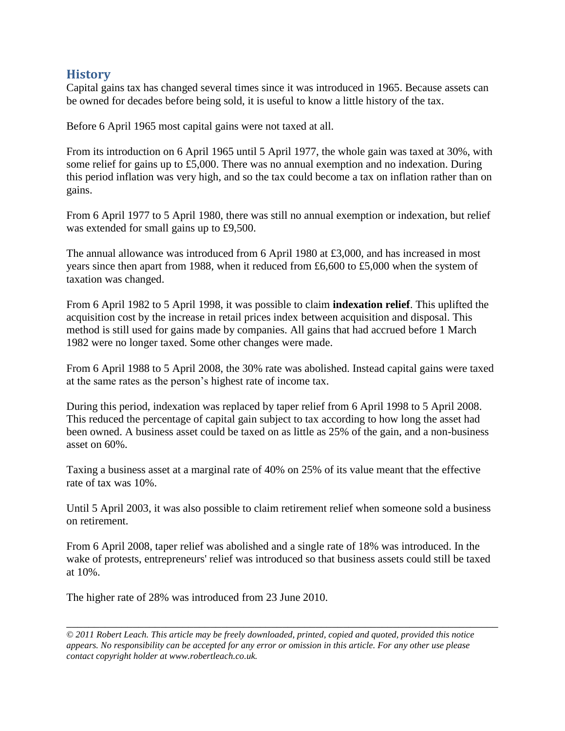## History

Capital gains tax has changed several times since it was introduced in 1965. Because assets can be owned for decades before being sold, it is useful to know a little history of the tax.

Before 6 April 1965 most capital gains were not taxed at all.

From its introduction on 6 April 1965 until 5 April 1977, the whole gain was taxed at 30%, with some relief for gains up to £5,000. There was no annual exemption and no indexation. During this period inflation was very high, and so the tax could become a tax on inflation rather than on gains.

From 6 April 1977 to 5 April 1980, there was still no annual exemption or indexation, but relief was extended for small gains up to £9,500.

The annual allowance was introduced from 6 April 1980 at £3,000, and has increased in most years since then apart from 1988, when it reduced from £6,600 to £5,000 when the system of taxation was changed.

From 6 April 1982 to 5 April 1998, it was possible to claim **indexation relief**. This uplifted the acquisition cost by the increase in retail prices index between acquisition and disposal. This method is still used for gains made by companies. All gains that had accrued before 1 March 1982 were no longer taxed. Some other changes were made.

From 6 April 1988 to 5 April 2008, the 30% rate was abolished. Instead capital gains were taxed at the same rates as the person's highest rate of income tax.

During this period, indexation was replaced by taper relief from 6 April 1998 to 5 April 2008. This reduced the percentage of capital gain subject to tax according to how long the asset had been owned. A business asset could be taxed on as little as 25% of the gain, and a non-business asset on 60%.

Taxing a business asset at a marginal rate of 40% on 25% of its value meant that the effective rate of tax was 10%.

Until 5 April 2003, it was also possible to claim retirement relief when someone sold a business on retirement.

From 6 April 2008, taper relief was abolished and a single rate of 18% was introduced. In the wake of protests, entrepreneurs' relief was introduced so that business assets could still be taxed at 10%.

The higher rate of 28% was introduced from 23 June 2010.

---

*© 2011 Robert Leach. This article may be freely downloaded, printed, copied and quoted, provided this notice appears. No responsibility can be accepted for any error or omission in this article. For any other use please contact copyright holder at www.robertleach.co.uk.*